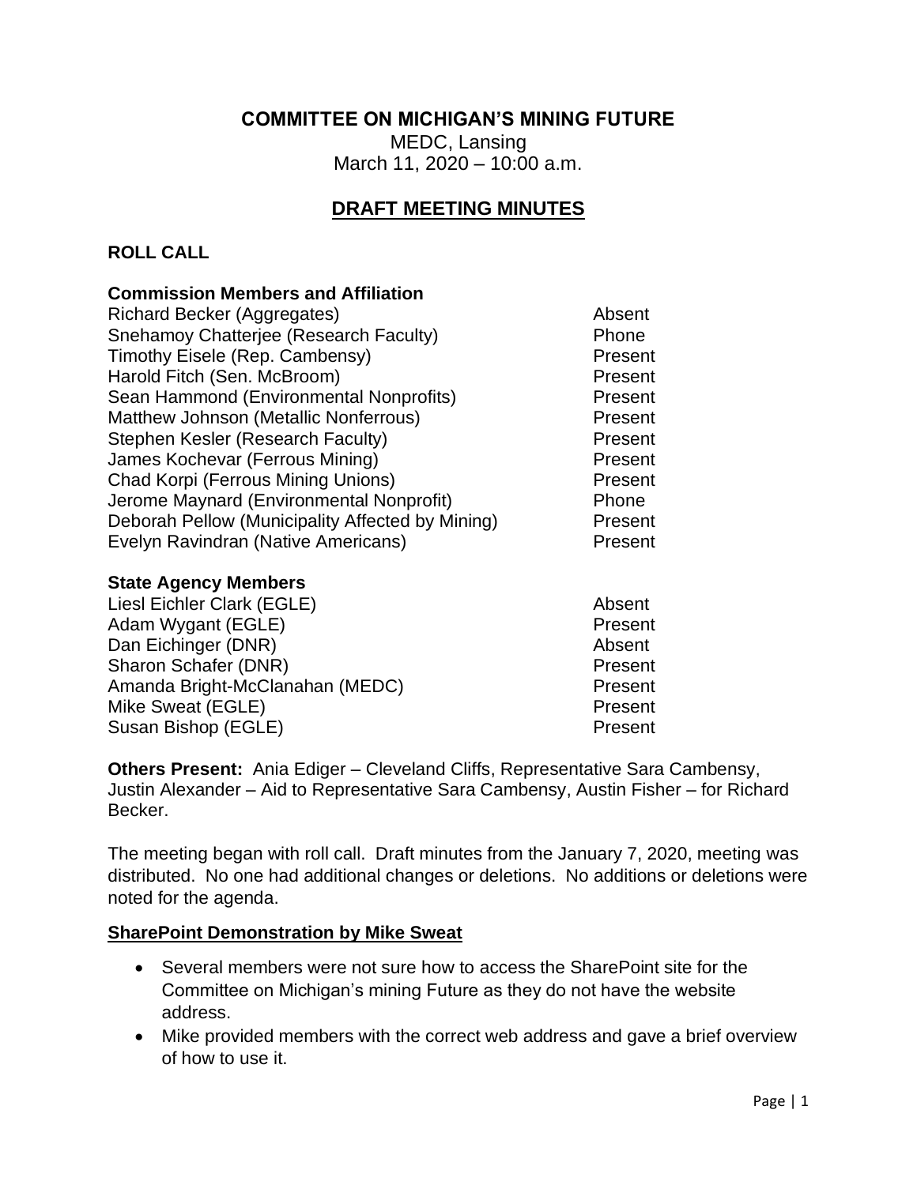# COMMITTEE ON MICHIGAN'S MINING FUTURE

MEDC, Lansing
March 11, 2020 – 10:00 a.m.

## DRAFT MEETING MINUTES

### ROLL CALL

**Commission Members and Affiliation**

| | |
|---|---|
| Richard Becker (Aggregates) | Absent |
| Snehamoy Chatterjee (Research Faculty) | Phone |
| Timothy Eisele (Rep. Cambensy) | Present |
| Harold Fitch (Sen. McBroom) | Present |
| Sean Hammond (Environmental Nonprofits) | Present |
| Matthew Johnson (Metallic Nonferrous) | Present |
| Stephen Kesler (Research Faculty) | Present |
| James Kochevar (Ferrous Mining) | Present |
| Chad Korpi (Ferrous Mining Unions) | Present |
| Jerome Maynard (Environmental Nonprofit) | Phone |
| Deborah Pellow (Municipality Affected by Mining) | Present |
| Evelyn Ravindran (Native Americans) | Present |

**State Agency Members**

| | |
|---|---|
| Liesl Eichler Clark (EGLE) | Absent |
| Adam Wygant (EGLE) | Present |
| Dan Eichinger (DNR) | Absent |
| Sharon Schafer (DNR) | Present |
| Amanda Bright-McClanahan (MEDC) | Present |
| Mike Sweat (EGLE) | Present |
| Susan Bishop (EGLE) | Present |

**Others Present:** Ania Ediger – Cleveland Cliffs, Representative Sara Cambensy, Justin Alexander – Aid to Representative Sara Cambensy, Austin Fisher – for Richard Becker.

The meeting began with roll call. Draft minutes from the January 7, 2020, meeting was distributed. No one had additional changes or deletions. No additions or deletions were noted for the agenda.

**SharePoint Demonstration by Mike Sweat**

- Several members were not sure how to access the SharePoint site for the Committee on Michigan's mining Future as they do not have the website address.
- Mike provided members with the correct web address and gave a brief overview of how to use it.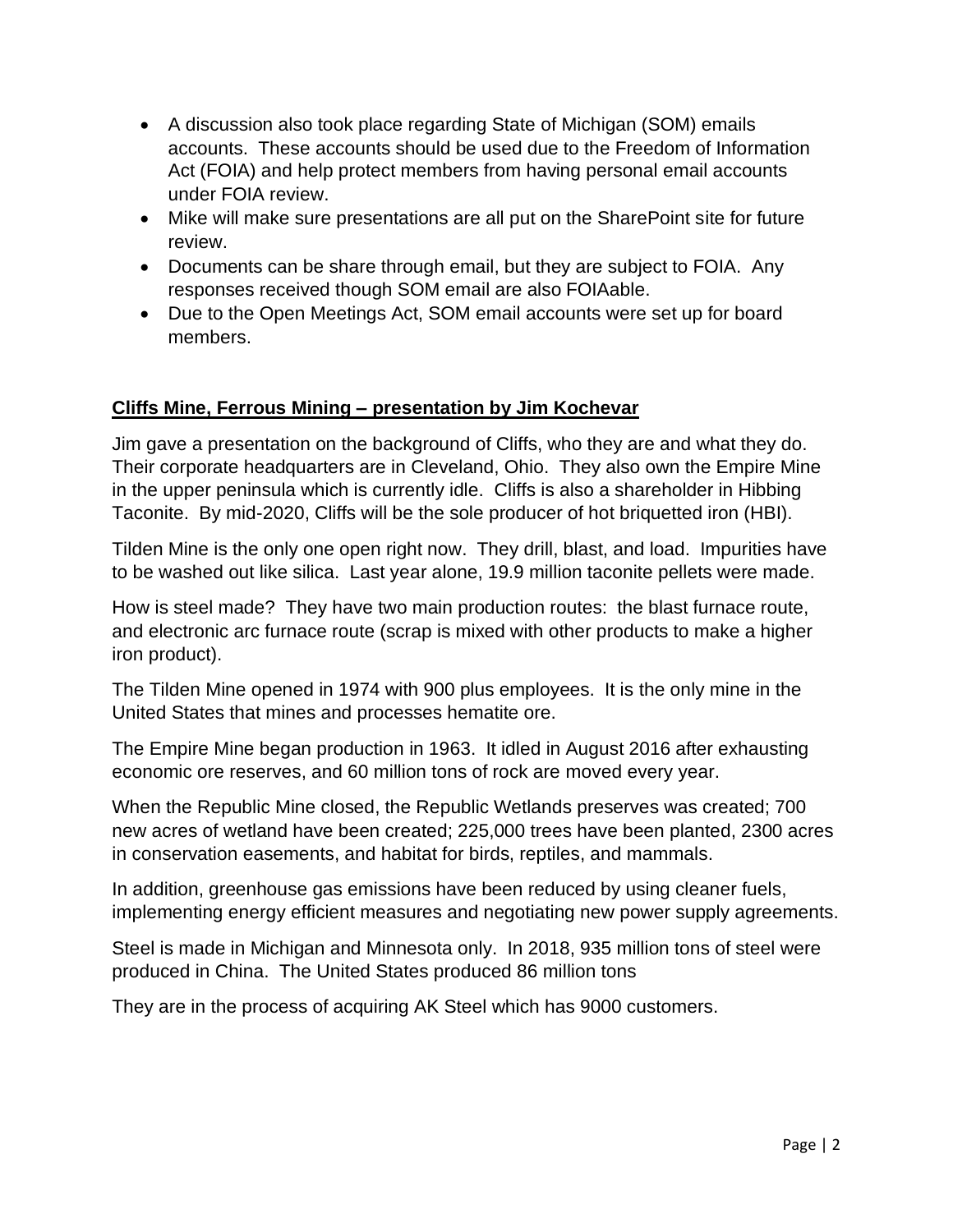- A discussion also took place regarding State of Michigan (SOM) emails accounts. These accounts should be used due to the Freedom of Information Act (FOIA) and help protect members from having personal email accounts under FOIA review.
- Mike will make sure presentations are all put on the SharePoint site for future review.
- Documents can be share through email, but they are subject to FOIA. Any responses received though SOM email are also FOIAable.
- Due to the Open Meetings Act, SOM email accounts were set up for board members.

**Cliffs Mine, Ferrous Mining – presentation by Jim Kochevar**

Jim gave a presentation on the background of Cliffs, who they are and what they do. Their corporate headquarters are in Cleveland, Ohio. They also own the Empire Mine in the upper peninsula which is currently idle. Cliffs is also a shareholder in Hibbing Taconite. By mid-2020, Cliffs will be the sole producer of hot briquetted iron (HBI).

Tilden Mine is the only one open right now. They drill, blast, and load. Impurities have to be washed out like silica. Last year alone, 19.9 million taconite pellets were made.

How is steel made? They have two main production routes: the blast furnace route, and electronic arc furnace route (scrap is mixed with other products to make a higher iron product).

The Tilden Mine opened in 1974 with 900 plus employees. It is the only mine in the United States that mines and processes hematite ore.

The Empire Mine began production in 1963. It idled in August 2016 after exhausting economic ore reserves, and 60 million tons of rock are moved every year.

When the Republic Mine closed, the Republic Wetlands preserves was created; 700 new acres of wetland have been created; 225,000 trees have been planted, 2300 acres in conservation easements, and habitat for birds, reptiles, and mammals.

In addition, greenhouse gas emissions have been reduced by using cleaner fuels, implementing energy efficient measures and negotiating new power supply agreements.

Steel is made in Michigan and Minnesota only. In 2018, 935 million tons of steel were produced in China. The United States produced 86 million tons

They are in the process of acquiring AK Steel which has 9000 customers.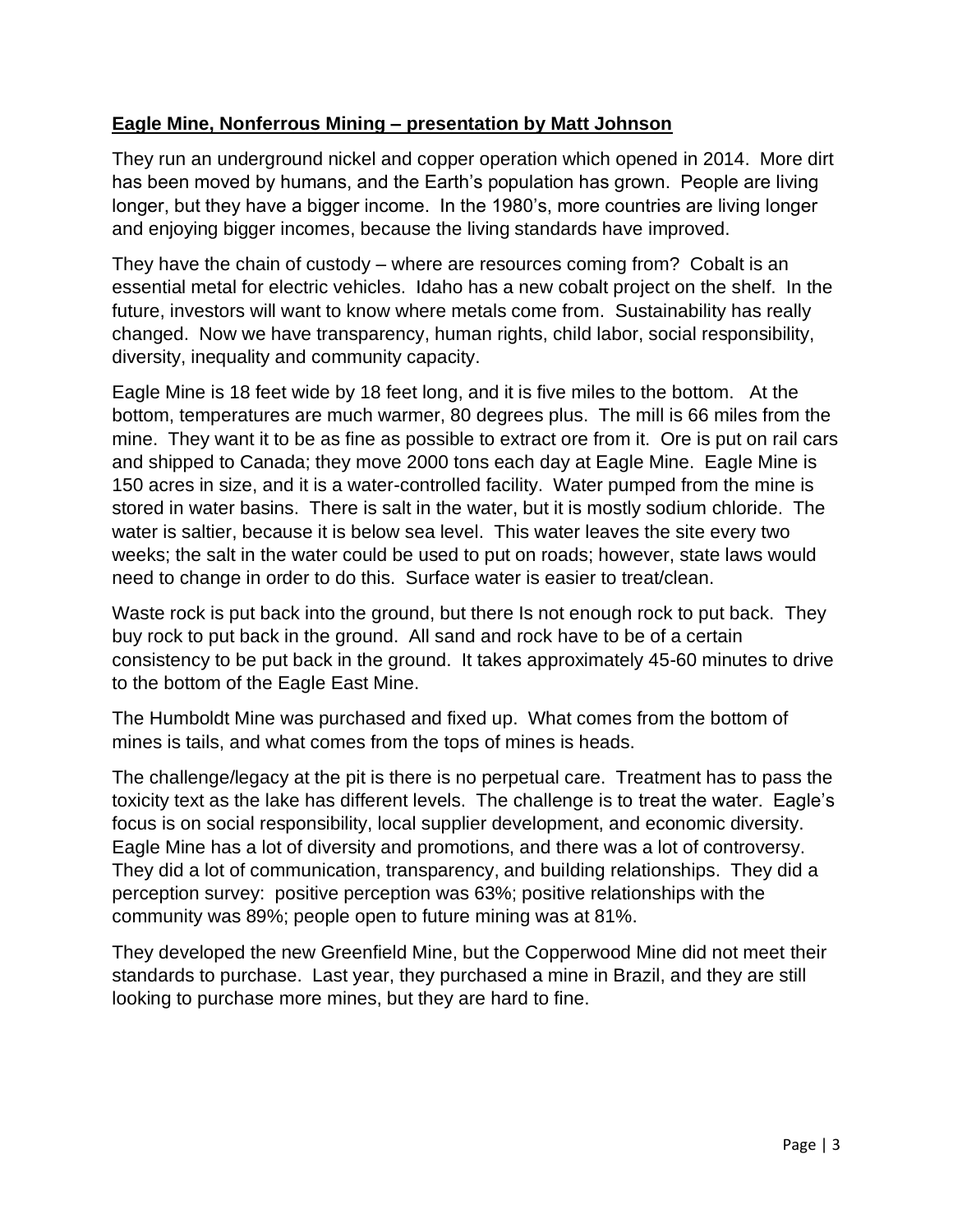**Eagle Mine, Nonferrous Mining – presentation by Matt Johnson**

They run an underground nickel and copper operation which opened in 2014. More dirt has been moved by humans, and the Earth's population has grown. People are living longer, but they have a bigger income. In the 1980's, more countries are living longer and enjoying bigger incomes, because the living standards have improved.

They have the chain of custody – where are resources coming from? Cobalt is an essential metal for electric vehicles. Idaho has a new cobalt project on the shelf. In the future, investors will want to know where metals come from. Sustainability has really changed. Now we have transparency, human rights, child labor, social responsibility, diversity, inequality and community capacity.

Eagle Mine is 18 feet wide by 18 feet long, and it is five miles to the bottom. At the bottom, temperatures are much warmer, 80 degrees plus. The mill is 66 miles from the mine. They want it to be as fine as possible to extract ore from it. Ore is put on rail cars and shipped to Canada; they move 2000 tons each day at Eagle Mine. Eagle Mine is 150 acres in size, and it is a water-controlled facility. Water pumped from the mine is stored in water basins. There is salt in the water, but it is mostly sodium chloride. The water is saltier, because it is below sea level. This water leaves the site every two weeks; the salt in the water could be used to put on roads; however, state laws would need to change in order to do this. Surface water is easier to treat/clean.

Waste rock is put back into the ground, but there Is not enough rock to put back. They buy rock to put back in the ground. All sand and rock have to be of a certain consistency to be put back in the ground. It takes approximately 45-60 minutes to drive to the bottom of the Eagle East Mine.

The Humboldt Mine was purchased and fixed up. What comes from the bottom of mines is tails, and what comes from the tops of mines is heads.

The challenge/legacy at the pit is there is no perpetual care. Treatment has to pass the toxicity text as the lake has different levels. The challenge is to treat the water. Eagle's focus is on social responsibility, local supplier development, and economic diversity. Eagle Mine has a lot of diversity and promotions, and there was a lot of controversy. They did a lot of communication, transparency, and building relationships. They did a perception survey: positive perception was 63%; positive relationships with the community was 89%; people open to future mining was at 81%.

They developed the new Greenfield Mine, but the Copperwood Mine did not meet their standards to purchase. Last year, they purchased a mine in Brazil, and they are still looking to purchase more mines, but they are hard to fine.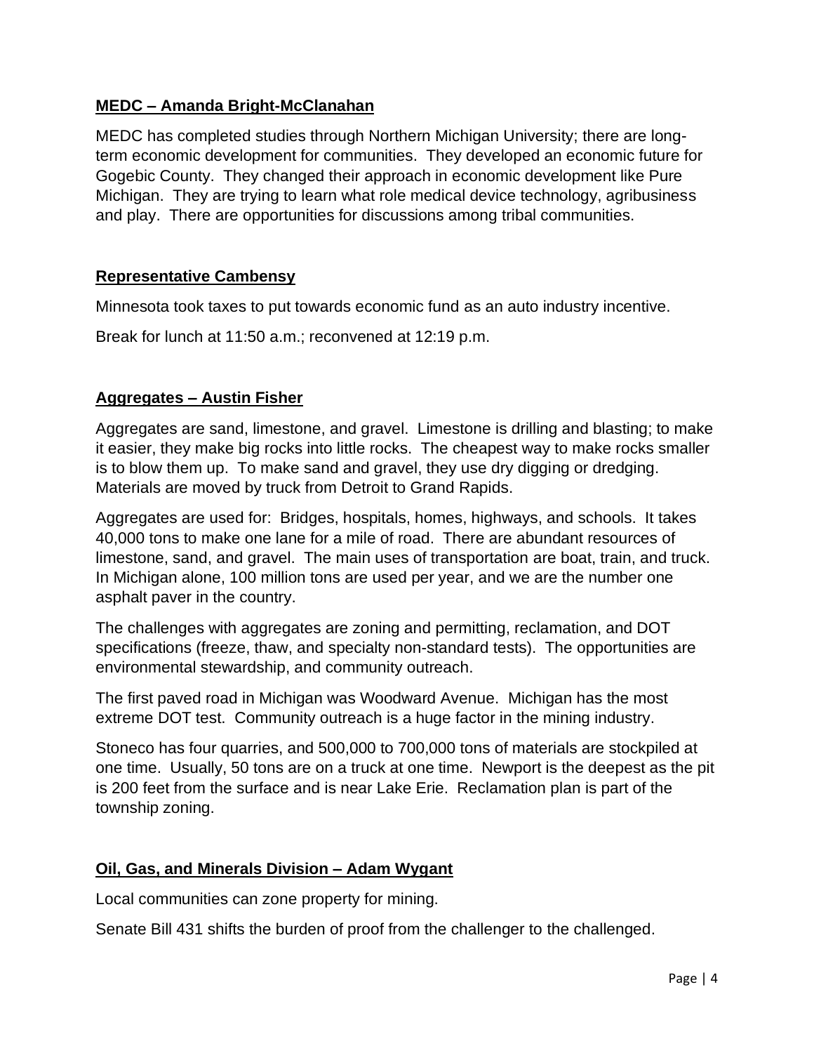**MEDC – Amanda Bright-McClanahan**

MEDC has completed studies through Northern Michigan University; there are long-term economic development for communities. They developed an economic future for Gogebic County. They changed their approach in economic development like Pure Michigan. They are trying to learn what role medical device technology, agribusiness and play. There are opportunities for discussions among tribal communities.

**Representative Cambensy**

Minnesota took taxes to put towards economic fund as an auto industry incentive.

Break for lunch at 11:50 a.m.; reconvened at 12:19 p.m.

**Aggregates – Austin Fisher**

Aggregates are sand, limestone, and gravel. Limestone is drilling and blasting; to make it easier, they make big rocks into little rocks. The cheapest way to make rocks smaller is to blow them up. To make sand and gravel, they use dry digging or dredging. Materials are moved by truck from Detroit to Grand Rapids.

Aggregates are used for: Bridges, hospitals, homes, highways, and schools. It takes 40,000 tons to make one lane for a mile of road. There are abundant resources of limestone, sand, and gravel. The main uses of transportation are boat, train, and truck. In Michigan alone, 100 million tons are used per year, and we are the number one asphalt paver in the country.

The challenges with aggregates are zoning and permitting, reclamation, and DOT specifications (freeze, thaw, and specialty non-standard tests). The opportunities are environmental stewardship, and community outreach.

The first paved road in Michigan was Woodward Avenue. Michigan has the most extreme DOT test. Community outreach is a huge factor in the mining industry.

Stoneco has four quarries, and 500,000 to 700,000 tons of materials are stockpiled at one time. Usually, 50 tons are on a truck at one time. Newport is the deepest as the pit is 200 feet from the surface and is near Lake Erie. Reclamation plan is part of the township zoning.

**Oil, Gas, and Minerals Division – Adam Wygant**

Local communities can zone property for mining.

Senate Bill 431 shifts the burden of proof from the challenger to the challenged.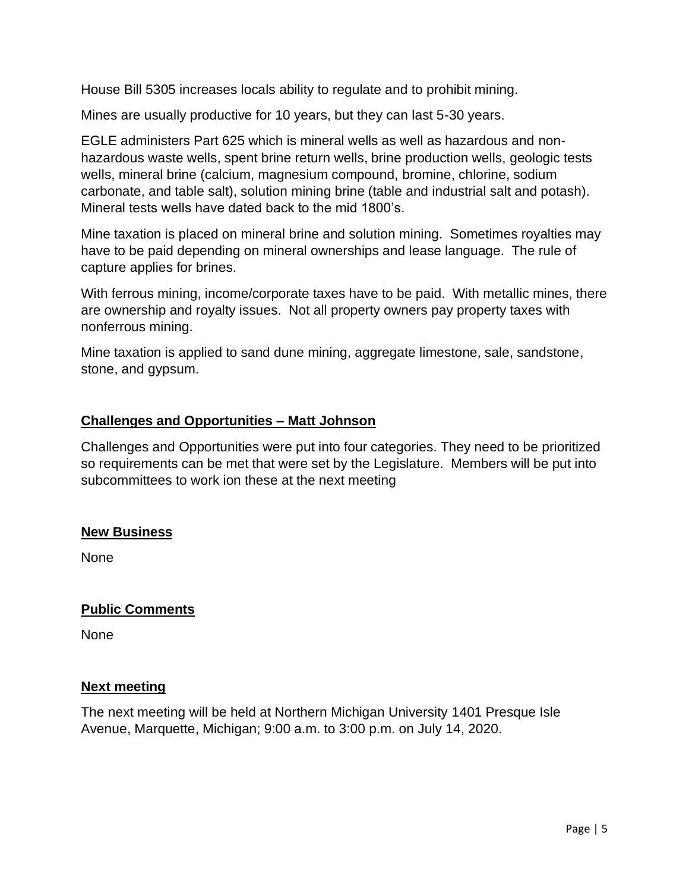House Bill 5305 increases locals ability to regulate and to prohibit mining.

Mines are usually productive for 10 years, but they can last 5-30 years.

EGLE administers Part 625 which is mineral wells as well as hazardous and non-hazardous waste wells, spent brine return wells, brine production wells, geologic tests wells, mineral brine (calcium, magnesium compound, bromine, chlorine, sodium carbonate, and table salt), solution mining brine (table and industrial salt and potash). Mineral tests wells have dated back to the mid 1800's.

Mine taxation is placed on mineral brine and solution mining. Sometimes royalties may have to be paid depending on mineral ownerships and lease language. The rule of capture applies for brines.

With ferrous mining, income/corporate taxes have to be paid. With metallic mines, there are ownership and royalty issues. Not all property owners pay property taxes with nonferrous mining.

Mine taxation is applied to sand dune mining, aggregate limestone, sale, sandstone, stone, and gypsum.

## **Challenges and Opportunities – Matt Johnson**

Challenges and Opportunities were put into four categories. They need to be prioritized so requirements can be met that were set by the Legislature. Members will be put into subcommittees to work ion these at the next meeting

## **New Business**

None

## **Public Comments**

None

## **Next meeting**

The next meeting will be held at Northern Michigan University 1401 Presque Isle Avenue, Marquette, Michigan; 9:00 a.m. to 3:00 p.m. on July 14, 2020.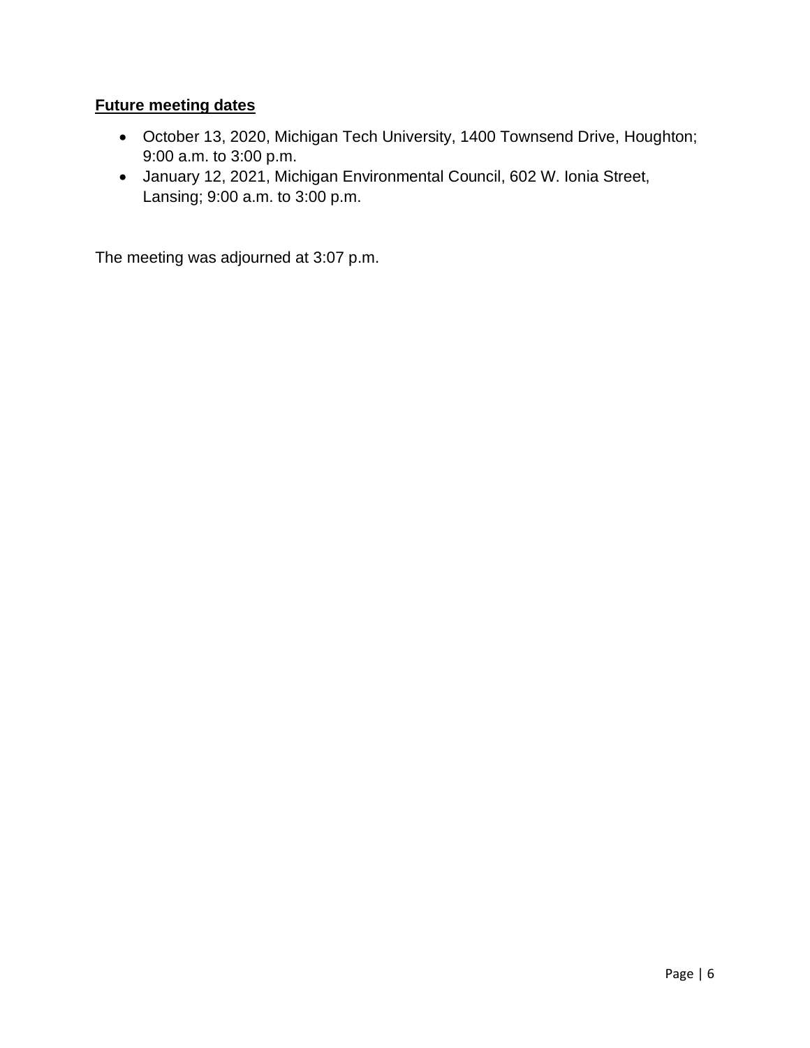**Future meeting dates**

- October 13, 2020, Michigan Tech University, 1400 Townsend Drive, Houghton; 9:00 a.m. to 3:00 p.m.
- January 12, 2021, Michigan Environmental Council, 602 W. Ionia Street, Lansing; 9:00 a.m. to 3:00 p.m.

The meeting was adjourned at 3:07 p.m.